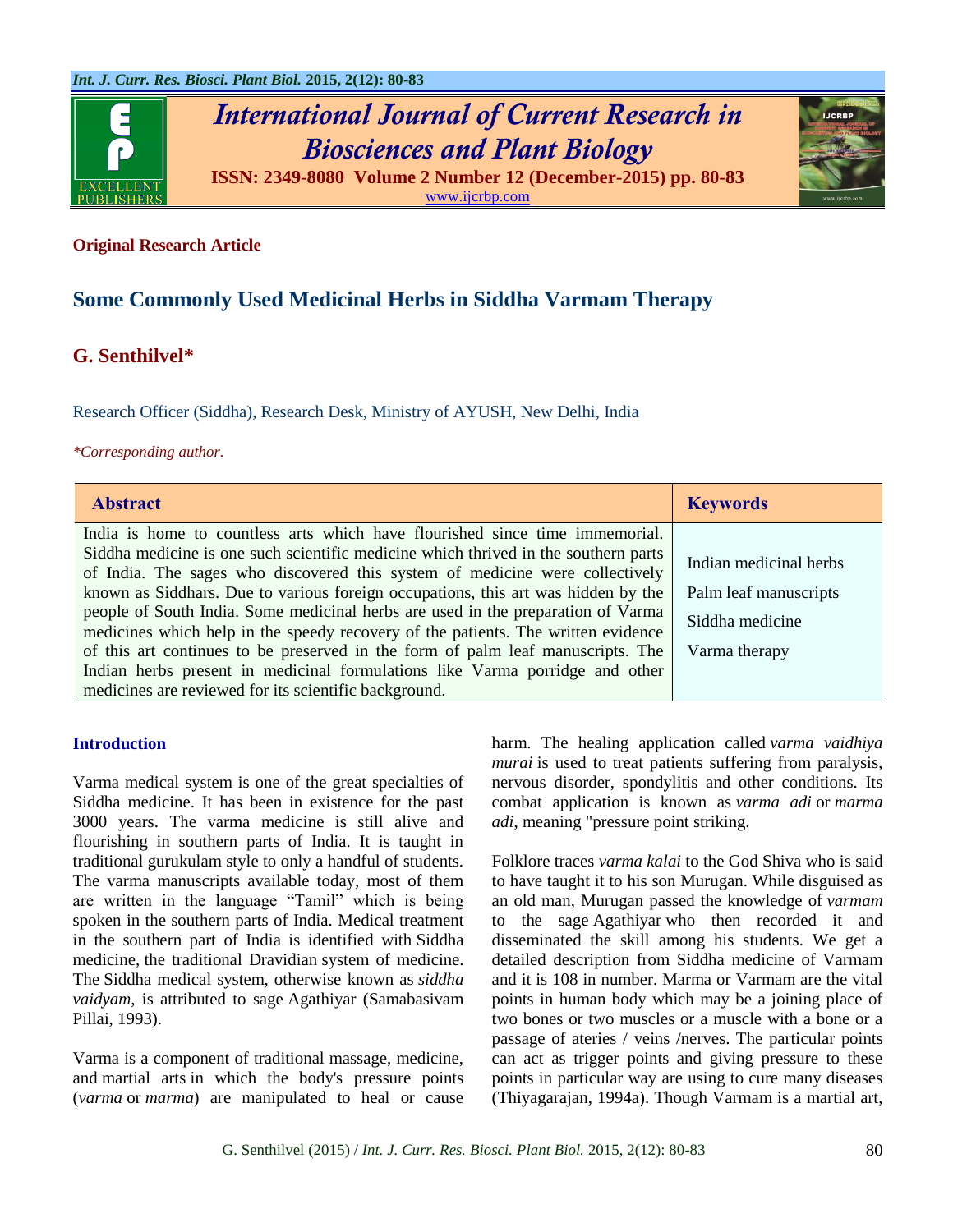**Original Research Article**

# Some Commonly Used Medicinal Herbs in Siddha Varmam Therapy

## G. Senthilvel*

Research Officer (Siddha), Research Desk, Ministry of AYUSH, New Delhi, India

*Corresponding author.

| Abstract | Keywords |
|---|---|
| India is home to countless arts which have flourished since time immemorial. Siddha medicine is one such scientific medicine which thrived in the southern parts of India. The sages who discovered this system of medicine were collectively known as Siddhars. Due to various foreign occupations, this art was hidden by the people of South India. Some medicinal herbs are used in the preparation of Varma medicines which help in the speedy recovery of the patients. The written evidence of this art continues to be preserved in the form of palm leaf manuscripts. The Indian herbs present in medicinal formulations like Varma porridge and other medicines are reviewed for its scientific background. | Indian medicinal herbs<br>Palm leaf manuscripts<br>Siddha medicine<br>Varma therapy |

## Introduction

Varma medical system is one of the great specialties of Siddha medicine. It has been in existence for the past 3000 years. The varma medicine is still alive and flourishing in southern parts of India. It is taught in traditional gurukulam style to only a handful of students. The varma manuscripts available today, most of them are written in the language "Tamil" which is being spoken in the southern parts of India. Medical treatment in the southern part of India is identified with Siddha medicine, the traditional Dravidian system of medicine. The Siddha medical system, otherwise known as *siddha vaidyam*, is attributed to sage Agathiyar (Samabasivam Pillai, 1993).

Varma is a component of traditional massage, medicine, and martial arts in which the body's pressure points (*varma* or *marma*) are manipulated to heal or cause harm. The healing application called *varma vaidhiya murai* is used to treat patients suffering from paralysis, nervous disorder, spondylitis and other conditions. Its combat application is known as *varma adi* or *marma adi*, meaning "pressure point striking.

Folklore traces *varma kalai* to the God Shiva who is said to have taught it to his son Murugan. While disguised as an old man, Murugan passed the knowledge of *varmam* to the sage Agathiyar who then recorded it and disseminated the skill among his students. We get a detailed description from Siddha medicine of Varmam and it is 108 in number. Marma or Varmam are the vital points in human body which may be a joining place of two bones or two muscles or a muscle with a bone or a passage of ateries / veins /nerves. The particular points can act as trigger points and giving pressure to these points in particular way are using to cure many diseases (Thiyagarajan, 1994a). Though Varmam is a martial art,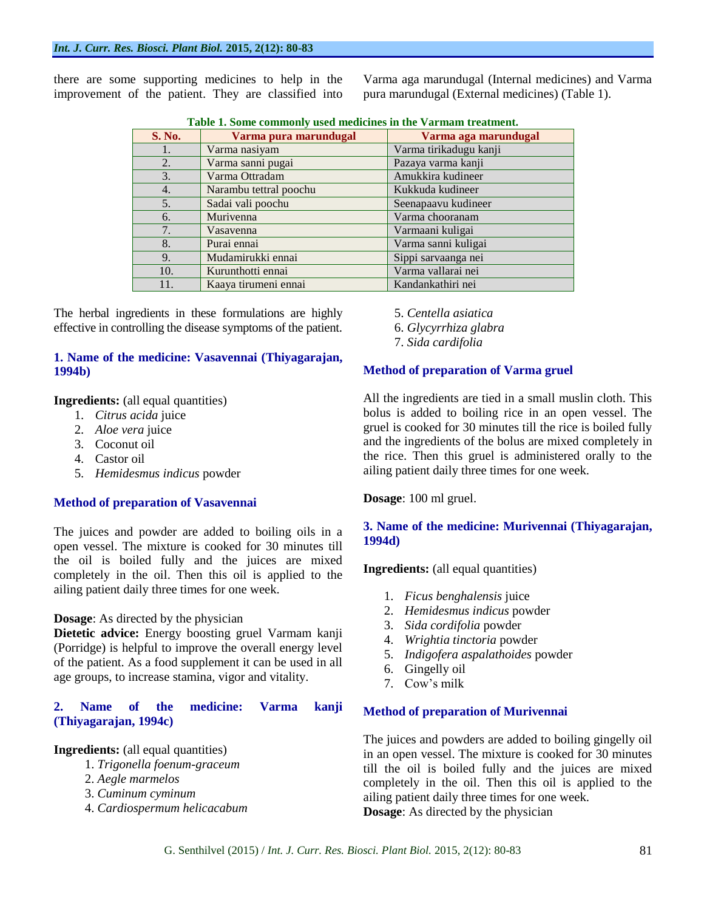there are some supporting medicines to help in the improvement of the patient. They are classified into Varma aga marundugal (Internal medicines) and Varma pura marundugal (External medicines) (Table 1).

**Table 1. Some commonly used medicines in the Varmam treatment.**

| S. No. | Varma pura marundugal | Varma aga marundugal |
|---|---|---|
| 1. | Varma nasiyam | Varma tirikadugu kanji |
| 2. | Varma sanni pugai | Pazaya varma kanji |
| 3. | Varma Ottradam | Amukkira kudineer |
| 4. | Narambu tettral poochu | Kukkuda kudineer |
| 5. | Sadai vali poochu | Seenapaavu kudineer |
| 6. | Murivenna | Varma chooranam |
| 7. | Vasavenna | Varmaani kuligai |
| 8. | Purai ennai | Varma sanni kuligai |
| 9. | Mudamirukki ennai | Sippi sarvaanga nei |
| 10. | Kurunthotti ennai | Varma vallarai nei |
| 11. | Kaaya tirumeni ennai | Kandankathiri nei |

The herbal ingredients in these formulations are highly effective in controlling the disease symptoms of the patient.

### 1. Name of the medicine: Vasavennai (Thiyagarajan, 1994b)

**Ingredients:** (all equal quantities)

1. *Citrus acida* juice
2. *Aloe vera* juice
3. Coconut oil
4. Castor oil
5. *Hemidesmus indicus* powder

### Method of preparation of Vasavennai

The juices and powder are added to boiling oils in a open vessel. The mixture is cooked for 30 minutes till the oil is boiled fully and the juices are mixed completely in the oil. Then this oil is applied to the ailing patient daily three times for one week.

**Dosage**: As directed by the physician

**Dietetic advice:** Energy boosting gruel Varmam kanji (Porridge) is helpful to improve the overall energy level of the patient. As a food supplement it can be used in all age groups, to increase stamina, vigor and vitality.

### 2. Name of the medicine: Varma kanji (Thiyagarajan, 1994c)

**Ingredients:** (all equal quantities)

1. *Trigonella foenum-graceum*
2. *Aegle marmelos*
3. *Cuminum cyminum*
4. *Cardiospermum helicacabum*
5. *Centella asiatica*
6. *Glycyrrhiza glabra*
7. *Sida cardifolia*

### Method of preparation of Varma gruel

All the ingredients are tied in a small muslin cloth. This bolus is added to boiling rice in an open vessel. The gruel is cooked for 30 minutes till the rice is boiled fully and the ingredients of the bolus are mixed completely in the rice. Then this gruel is administered orally to the ailing patient daily three times for one week.

**Dosage**: 100 ml gruel.

### 3. Name of the medicine: Murivennai (Thiyagarajan, 1994d)

**Ingredients:** (all equal quantities)

1. *Ficus benghalensis* juice
2. *Hemidesmus indicus* powder
3. *Sida cordifolia* powder
4. *Wrightia tinctoria* powder
5. *Indigofera aspalathoides* powder
6. Gingelly oil
7. Cow's milk

### Method of preparation of Murivennai

The juices and powders are added to boiling gingelly oil in an open vessel. The mixture is cooked for 30 minutes till the oil is boiled fully and the juices are mixed completely in the oil. Then this oil is applied to the ailing patient daily three times for one week.

**Dosage**: As directed by the physician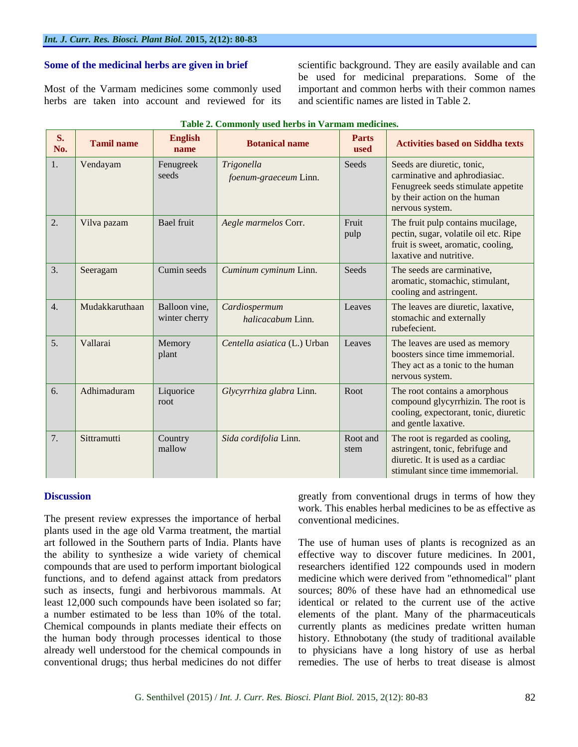### Some of the medicinal herbs are given in brief

Most of the Varmam medicines some commonly used herbs are taken into account and reviewed for its scientific background. They are easily available and can be used for medicinal preparations. Some of the important and common herbs with their common names and scientific names are listed in Table 2.

**Table 2. Commonly used herbs in Varmam medicines.**

| S. No. | Tamil name | English name | Botanical name | Parts used | Activities based on Siddha texts |
|---|---|---|---|---|---|
| 1. | Vendayam | Fenugreek seeds | *Trigonella foenum-graeceum* Linn. | Seeds | Seeds are diuretic, tonic, carminative and aphrodiasiac. Fenugreek seeds stimulate appetite by their action on the human nervous system. |
| 2. | Vilva pazam | Bael fruit | *Aegle marmelos* Corr. | Fruit pulp | The fruit pulp contains mucilage, pectin, sugar, volatile oil etc. Ripe fruit is sweet, aromatic, cooling, laxative and nutritive. |
| 3. | Seeragam | Cumin seeds | *Cuminum cyminum* Linn. | Seeds | The seeds are carminative, aromatic, stomachic, stimulant, cooling and astringent. |
| 4. | Mudakkaruthaan | Balloon vine, winter cherry | *Cardiospermum halicacabum* Linn. | Leaves | The leaves are diuretic, laxative, stomachic and externally rubefecient. |
| 5. | Vallarai | Memory plant | *Centella asiatica* (L.) Urban | Leaves | The leaves are used as memory boosters since time immemorial. They act as a tonic to the human nervous system. |
| 6. | Adhimaduram | Liquorice root | *Glycyrrhiza glabra* Linn. | Root | The root contains a amorphous compound glycyrrhizin. The root is cooling, expectorant, tonic, diuretic and gentle laxative. |
| 7. | Sittramutti | Country mallow | *Sida cordifolia* Linn. | Root and stem | The root is regarded as cooling, astringent, tonic, febrifuge and diuretic. It is used as a cardiac stimulant since time immemorial. |

### Discussion

The present review expresses the importance of herbal plants used in the age old Varma treatment, the martial art followed in the Southern parts of India. Plants have the ability to synthesize a wide variety of chemical compounds that are used to perform important biological functions, and to defend against attack from predators such as insects, fungi and herbivorous mammals. At least 12,000 such compounds have been isolated so far; a number estimated to be less than 10% of the total. Chemical compounds in plants mediate their effects on the human body through processes identical to those already well understood for the chemical compounds in conventional drugs; thus herbal medicines do not differ greatly from conventional drugs in terms of how they work. This enables herbal medicines to be as effective as conventional medicines.

The use of human uses of plants is recognized as an effective way to discover future medicines. In 2001, researchers identified 122 compounds used in modern medicine which were derived from "ethnomedical" plant sources; 80% of these have had an ethnomedical use identical or related to the current use of the active elements of the plant. Many of the pharmaceuticals currently plants as medicines predate written human history. Ethnobotany (the study of traditional available to physicians have a long history of use as herbal remedies. The use of herbs to treat disease is almost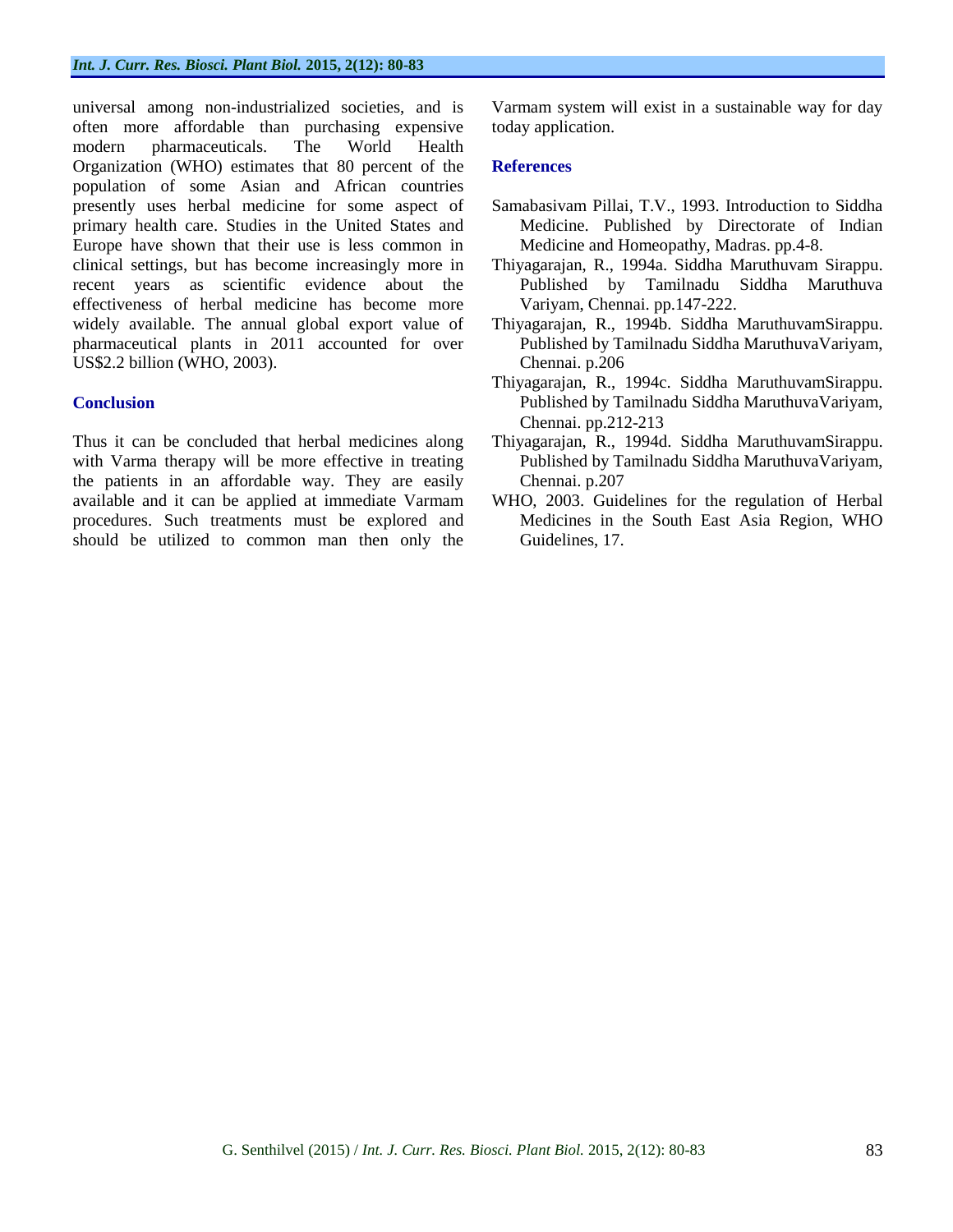universal among non-industrialized societies, and is often more affordable than purchasing expensive modern pharmaceuticals. The World Health Organization (WHO) estimates that 80 percent of the population of some Asian and African countries presently uses herbal medicine for some aspect of primary health care. Studies in the United States and Europe have shown that their use is less common in clinical settings, but has become increasingly more in recent years as scientific evidence about the effectiveness of herbal medicine has become more widely available. The annual global export value of pharmaceutical plants in 2011 accounted for over US$2.2 billion (WHO, 2003).

## Conclusion

Thus it can be concluded that herbal medicines along with Varma therapy will be more effective in treating the patients in an affordable way. They are easily available and it can be applied at immediate Varmam procedures. Such treatments must be explored and should be utilized to common man then only the Varmam system will exist in a sustainable way for day today application.

## References

Samabasivam Pillai, T.V., 1993. Introduction to Siddha Medicine. Published by Directorate of Indian Medicine and Homeopathy, Madras. pp.4-8.

Thiyagarajan, R., 1994a. Siddha Maruthuvam Sirappu. Published by Tamilnadu Siddha Maruthuva Variyam, Chennai. pp.147-222.

Thiyagarajan, R., 1994b. Siddha MaruthuvamSirappu. Published by Tamilnadu Siddha MaruthuvaVariyam, Chennai. p.206

Thiyagarajan, R., 1994c. Siddha MaruthuvamSirappu. Published by Tamilnadu Siddha MaruthuvaVariyam, Chennai. pp.212-213

Thiyagarajan, R., 1994d. Siddha MaruthuvamSirappu. Published by Tamilnadu Siddha MaruthuvaVariyam, Chennai. p.207

WHO, 2003. Guidelines for the regulation of Herbal Medicines in the South East Asia Region, WHO Guidelines, 17.